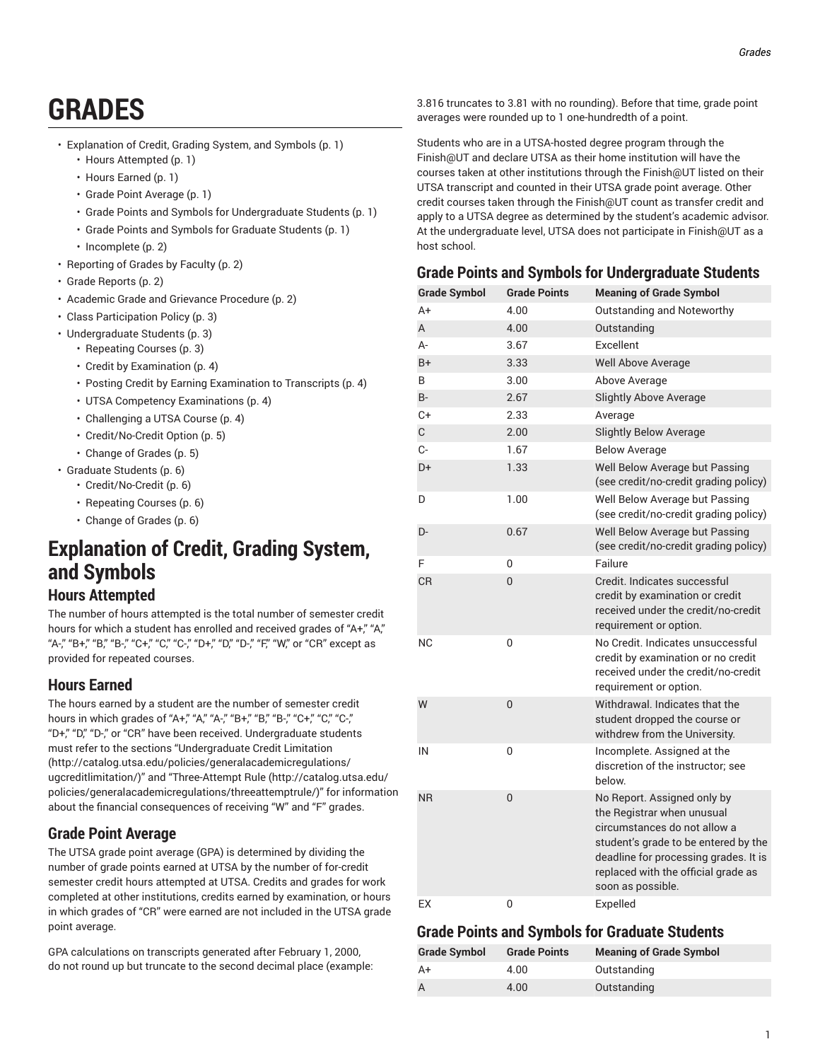# GRADES

- Explanation of Credit, Grading System, and Symbols (p. 1)
  - Hours Attempted (p. 1)
  - Hours Earned (p. 1)
  - Grade Point Average (p. 1)
  - Grade Points and Symbols for Undergraduate Students (p. 1)
  - Grade Points and Symbols for Graduate Students (p. 1)
  - Incomplete (p. 2)
- Reporting of Grades by Faculty (p. 2)
- Grade Reports (p. 2)
- Academic Grade and Grievance Procedure (p. 2)
- Class Participation Policy (p. 3)
- Undergraduate Students (p. 3)
  - Repeating Courses (p. 3)
  - Credit by Examination (p. 4)
  - Posting Credit by Earning Examination to Transcripts (p. 4)
  - UTSA Competency Examinations (p. 4)
  - Challenging a UTSA Course (p. 4)
  - Credit/No-Credit Option (p. 5)
  - Change of Grades (p. 5)
- Graduate Students (p. 6)
  - Credit/No-Credit (p. 6)
  - Repeating Courses (p. 6)
  - Change of Grades (p. 6)

## Explanation of Credit, Grading System, and Symbols

### Hours Attempted

The number of hours attempted is the total number of semester credit hours for which a student has enrolled and received grades of "A+," "A," "A-," "B+," "B," "B-," "C+," "C," "C-," "D+," "D," "D-," "F," "W," or "CR" except as provided for repeated courses.

### Hours Earned

The hours earned by a student are the number of semester credit hours in which grades of "A+," "A," "A-," "B+," "B," "B-," "C+," "C," "C-," "D+," "D," "D-," or "CR" have been received. Undergraduate students must refer to the sections "Undergraduate Credit Limitation (http://catalog.utsa.edu/policies/generalacademicregulations/ugcreditlimitation/)" and "Three-Attempt Rule (http://catalog.utsa.edu/policies/generalacademicregulations/threeattemptrule/)" for information about the financial consequences of receiving "W" and "F" grades.

### Grade Point Average

The UTSA grade point average (GPA) is determined by dividing the number of grade points earned at UTSA by the number of for-credit semester credit hours attempted at UTSA. Credits and grades for work completed at other institutions, credits earned by examination, or hours in which grades of "CR" were earned are not included in the UTSA grade point average.

GPA calculations on transcripts generated after February 1, 2000, do not round up but truncate to the second decimal place (example: 3.816 truncates to 3.81 with no rounding). Before that time, grade point averages were rounded up to 1 one-hundredth of a point.

Students who are in a UTSA-hosted degree program through the Finish@UT and declare UTSA as their home institution will have the courses taken at other institutions through the Finish@UT listed on their UTSA transcript and counted in their UTSA grade point average. Other credit courses taken through the Finish@UT count as transfer credit and apply to a UTSA degree as determined by the student's academic advisor. At the undergraduate level, UTSA does not participate in Finish@UT as a host school.

### Grade Points and Symbols for Undergraduate Students

| Grade Symbol | Grade Points | Meaning of Grade Symbol |
|---|---|---|
| A+ | 4.00 | Outstanding and Noteworthy |
| A | 4.00 | Outstanding |
| A- | 3.67 | Excellent |
| B+ | 3.33 | Well Above Average |
| B | 3.00 | Above Average |
| B- | 2.67 | Slightly Above Average |
| C+ | 2.33 | Average |
| C | 2.00 | Slightly Below Average |
| C- | 1.67 | Below Average |
| D+ | 1.33 | Well Below Average but Passing (see credit/no-credit grading policy) |
| D | 1.00 | Well Below Average but Passing (see credit/no-credit grading policy) |
| D- | 0.67 | Well Below Average but Passing (see credit/no-credit grading policy) |
| F | 0 | Failure |
| CR | 0 | Credit. Indicates successful credit by examination or credit received under the credit/no-credit requirement or option. |
| NC | 0 | No Credit. Indicates unsuccessful credit by examination or no credit received under the credit/no-credit requirement or option. |
| W | 0 | Withdrawal. Indicates that the student dropped the course or withdrew from the University. |
| IN | 0 | Incomplete. Assigned at the discretion of the instructor; see below. |
| NR | 0 | No Report. Assigned only by the Registrar when unusual circumstances do not allow a student's grade to be entered by the deadline for processing grades. It is replaced with the official grade as soon as possible. |
| EX | 0 | Expelled |

### Grade Points and Symbols for Graduate Students

| Grade Symbol | Grade Points | Meaning of Grade Symbol |
|---|---|---|
| A+ | 4.00 | Outstanding |
| A | 4.00 | Outstanding |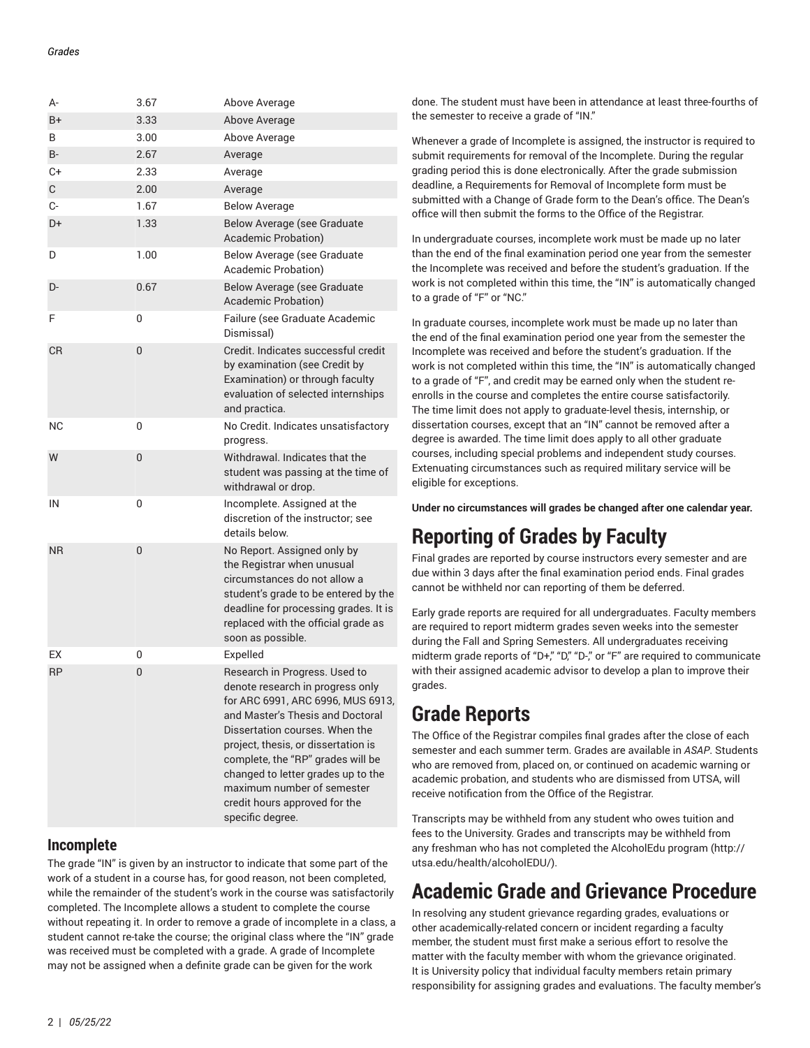| | | |
|---|---|---|
| A- | 3.67 | Above Average |
| B+ | 3.33 | Above Average |
| B | 3.00 | Above Average |
| B- | 2.67 | Average |
| C+ | 2.33 | Average |
| C | 2.00 | Average |
| C- | 1.67 | Below Average |
| D+ | 1.33 | Below Average (see Graduate Academic Probation) |
| D | 1.00 | Below Average (see Graduate Academic Probation) |
| D- | 0.67 | Below Average (see Graduate Academic Probation) |
| F | 0 | Failure (see Graduate Academic Dismissal) |
| CR | 0 | Credit. Indicates successful credit by examination (see Credit by Examination) or through faculty evaluation of selected internships and practica. |
| NC | 0 | No Credit. Indicates unsatisfactory progress. |
| W | 0 | Withdrawal. Indicates that the student was passing at the time of withdrawal or drop. |
| IN | 0 | Incomplete. Assigned at the discretion of the instructor; see details below. |
| NR | 0 | No Report. Assigned only by the Registrar when unusual circumstances do not allow a student's grade to be entered by the deadline for processing grades. It is replaced with the official grade as soon as possible. |
| EX | 0 | Expelled |
| RP | 0 | Research in Progress. Used to denote research in progress only for ARC 6991, ARC 6996, MUS 6913, and Master's Thesis and Doctoral Dissertation courses. When the project, thesis, or dissertation is complete, the "RP" grades will be changed to letter grades up to the maximum number of semester credit hours approved for the specific degree. |

### Incomplete

The grade "IN" is given by an instructor to indicate that some part of the work of a student in a course has, for good reason, not been completed, while the remainder of the student's work in the course was satisfactorily completed. The Incomplete allows a student to complete the course without repeating it. In order to remove a grade of incomplete in a class, a student cannot re-take the course; the original class where the "IN" grade was received must be completed with a grade. A grade of Incomplete may not be assigned when a definite grade can be given for the work done. The student must have been in attendance at least three-fourths of the semester to receive a grade of "IN."

Whenever a grade of Incomplete is assigned, the instructor is required to submit requirements for removal of the Incomplete. During the regular grading period this is done electronically. After the grade submission deadline, a Requirements for Removal of Incomplete form must be submitted with a Change of Grade form to the Dean's office. The Dean's office will then submit the forms to the Office of the Registrar.

In undergraduate courses, incomplete work must be made up no later than the end of the final examination period one year from the semester the Incomplete was received and before the student's graduation. If the work is not completed within this time, the "IN" is automatically changed to a grade of "F" or "NC."

In graduate courses, incomplete work must be made up no later than the end of the final examination period one year from the semester the Incomplete was received and before the student's graduation. If the work is not completed within this time, the "IN" is automatically changed to a grade of "F", and credit may be earned only when the student re-enrolls in the course and completes the entire course satisfactorily. The time limit does not apply to graduate-level thesis, internship, or dissertation courses, except that an "IN" cannot be removed after a degree is awarded. The time limit does apply to all other graduate courses, including special problems and independent study courses. Extenuating circumstances such as required military service will be eligible for exceptions.

**Under no circumstances will grades be changed after one calendar year.**

# Reporting of Grades by Faculty

Final grades are reported by course instructors every semester and are due within 3 days after the final examination period ends. Final grades cannot be withheld nor can reporting of them be deferred.

Early grade reports are required for all undergraduates. Faculty members are required to report midterm grades seven weeks into the semester during the Fall and Spring Semesters. All undergraduates receiving midterm grade reports of "D+," "D," "D-," or "F" are required to communicate with their assigned academic advisor to develop a plan to improve their grades.

# Grade Reports

The Office of the Registrar compiles final grades after the close of each semester and each summer term. Grades are available in *ASAP*. Students who are removed from, placed on, or continued on academic warning or academic probation, and students who are dismissed from UTSA, will receive notification from the Office of the Registrar.

Transcripts may be withheld from any student who owes tuition and fees to the University. Grades and transcripts may be withheld from any freshman who has not completed the AlcoholEdu program (http://utsa.edu/health/alcoholEDU/).

# Academic Grade and Grievance Procedure

In resolving any student grievance regarding grades, evaluations or other academically-related concern or incident regarding a faculty member, the student must first make a serious effort to resolve the matter with the faculty member with whom the grievance originated. It is University policy that individual faculty members retain primary responsibility for assigning grades and evaluations. The faculty member's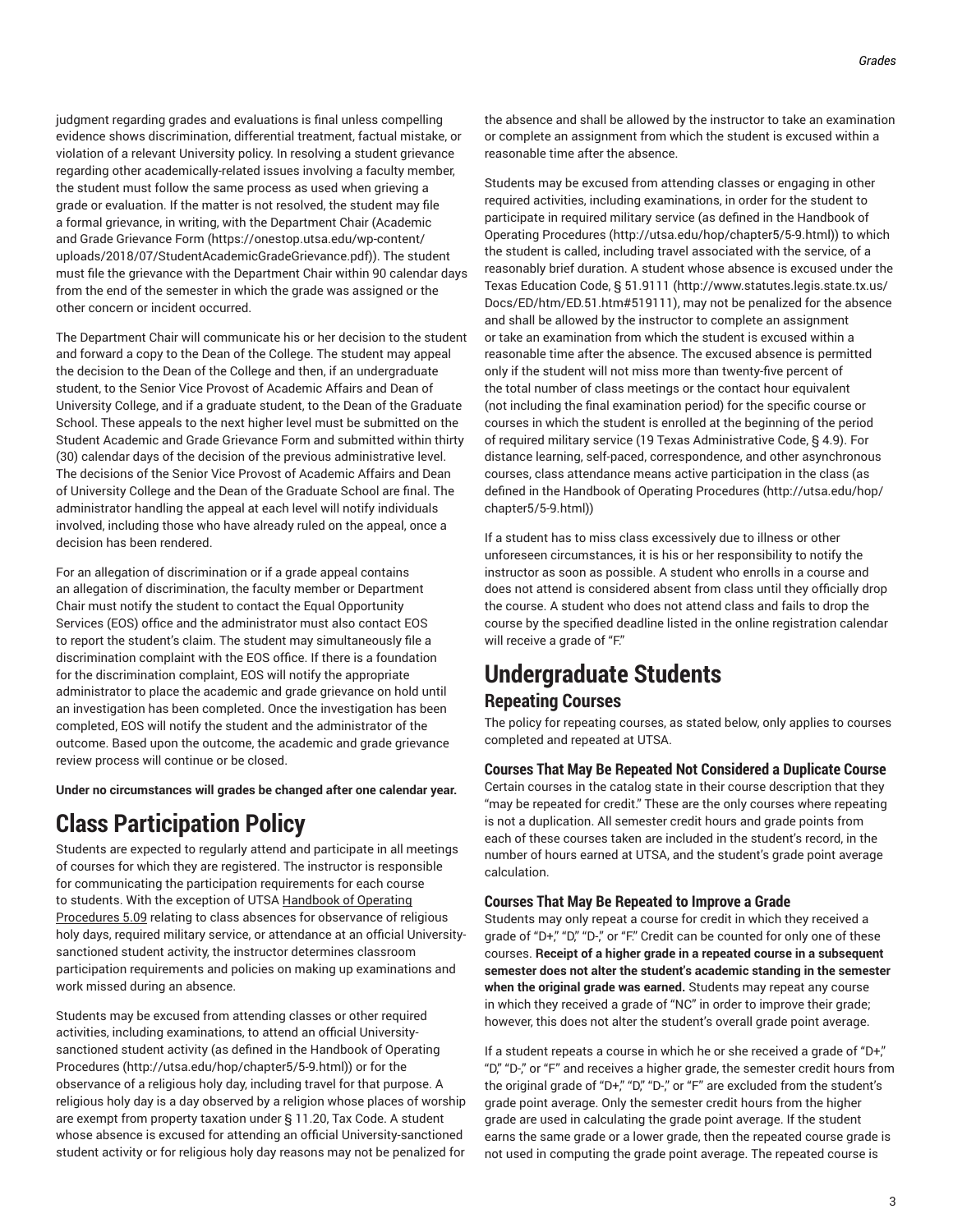judgment regarding grades and evaluations is final unless compelling evidence shows discrimination, differential treatment, factual mistake, or violation of a relevant University policy. In resolving a student grievance regarding other academically-related issues involving a faculty member, the student must follow the same process as used when grieving a grade or evaluation. If the matter is not resolved, the student may file a formal grievance, in writing, with the Department Chair (Academic and Grade Grievance Form (https://onestop.utsa.edu/wp-content/uploads/2018/07/StudentAcademicGradeGrievance.pdf)). The student must file the grievance with the Department Chair within 90 calendar days from the end of the semester in which the grade was assigned or the other concern or incident occurred.

The Department Chair will communicate his or her decision to the student and forward a copy to the Dean of the College. The student may appeal the decision to the Dean of the College and then, if an undergraduate student, to the Senior Vice Provost of Academic Affairs and Dean of University College, and if a graduate student, to the Dean of the Graduate School. These appeals to the next higher level must be submitted on the Student Academic and Grade Grievance Form and submitted within thirty (30) calendar days of the decision of the previous administrative level. The decisions of the Senior Vice Provost of Academic Affairs and Dean of University College and the Dean of the Graduate School are final. The administrator handling the appeal at each level will notify individuals involved, including those who have already ruled on the appeal, once a decision has been rendered.

For an allegation of discrimination or if a grade appeal contains an allegation of discrimination, the faculty member or Department Chair must notify the student to contact the Equal Opportunity Services (EOS) office and the administrator must also contact EOS to report the student's claim. The student may simultaneously file a discrimination complaint with the EOS office. If there is a foundation for the discrimination complaint, EOS will notify the appropriate administrator to place the academic and grade grievance on hold until an investigation has been completed. Once the investigation has been completed, EOS will notify the student and the administrator of the outcome. Based upon the outcome, the academic and grade grievance review process will continue or be closed.

**Under no circumstances will grades be changed after one calendar year.**

# Class Participation Policy

Students are expected to regularly attend and participate in all meetings of courses for which they are registered. The instructor is responsible for communicating the participation requirements for each course to students. With the exception of UTSA Handbook of Operating Procedures 5.09 relating to class absences for observance of religious holy days, required military service, or attendance at an official University-sanctioned student activity, the instructor determines classroom participation requirements and policies on making up examinations and work missed during an absence.

Students may be excused from attending classes or other required activities, including examinations, to attend an official University-sanctioned student activity (as defined in the Handbook of Operating Procedures (http://utsa.edu/hop/chapter5/5-9.html)) or for the observance of a religious holy day, including travel for that purpose. A religious holy day is a day observed by a religion whose places of worship are exempt from property taxation under § 11.20, Tax Code. A student whose absence is excused for attending an official University-sanctioned student activity or for religious holy day reasons may not be penalized for the absence and shall be allowed by the instructor to take an examination or complete an assignment from which the student is excused within a reasonable time after the absence.

Students may be excused from attending classes or engaging in other required activities, including examinations, in order for the student to participate in required military service (as defined in the Handbook of Operating Procedures (http://utsa.edu/hop/chapter5/5-9.html)) to which the student is called, including travel associated with the service, of a reasonably brief duration. A student whose absence is excused under the Texas Education Code, § 51.9111 (http://www.statutes.legis.state.tx.us/Docs/ED/htm/ED.51.htm#519111), may not be penalized for the absence and shall be allowed by the instructor to complete an assignment or take an examination from which the student is excused within a reasonable time after the absence. The excused absence is permitted only if the student will not miss more than twenty-five percent of the total number of class meetings or the contact hour equivalent (not including the final examination period) for the specific course or courses in which the student is enrolled at the beginning of the period of required military service (19 Texas Administrative Code, § 4.9). For distance learning, self-paced, correspondence, and other asynchronous courses, class attendance means active participation in the class (as defined in the Handbook of Operating Procedures (http://utsa.edu/hop/chapter5/5-9.html))

If a student has to miss class excessively due to illness or other unforeseen circumstances, it is his or her responsibility to notify the instructor as soon as possible. A student who enrolls in a course and does not attend is considered absent from class until they officially drop the course. A student who does not attend class and fails to drop the course by the specified deadline listed in the online registration calendar will receive a grade of "F."

# Undergraduate Students

## Repeating Courses

The policy for repeating courses, as stated below, only applies to courses completed and repeated at UTSA.

### Courses That May Be Repeated Not Considered a Duplicate Course

Certain courses in the catalog state in their course description that they "may be repeated for credit." These are the only courses where repeating is not a duplication. All semester credit hours and grade points from each of these courses taken are included in the student's record, in the number of hours earned at UTSA, and the student's grade point average calculation.

### Courses That May Be Repeated to Improve a Grade

Students may only repeat a course for credit in which they received a grade of "D+," "D," "D-," or "F." Credit can be counted for only one of these courses. **Receipt of a higher grade in a repeated course in a subsequent semester does not alter the student's academic standing in the semester when the original grade was earned.** Students may repeat any course in which they received a grade of "NC" in order to improve their grade; however, this does not alter the student's overall grade point average.

If a student repeats a course in which he or she received a grade of "D+," "D," "D-," or "F" and receives a higher grade, the semester credit hours from the original grade of "D+," "D," "D-," or "F" are excluded from the student's grade point average. Only the semester credit hours from the higher grade are used in calculating the grade point average. If the student earns the same grade or a lower grade, then the repeated course grade is not used in computing the grade point average. The repeated course is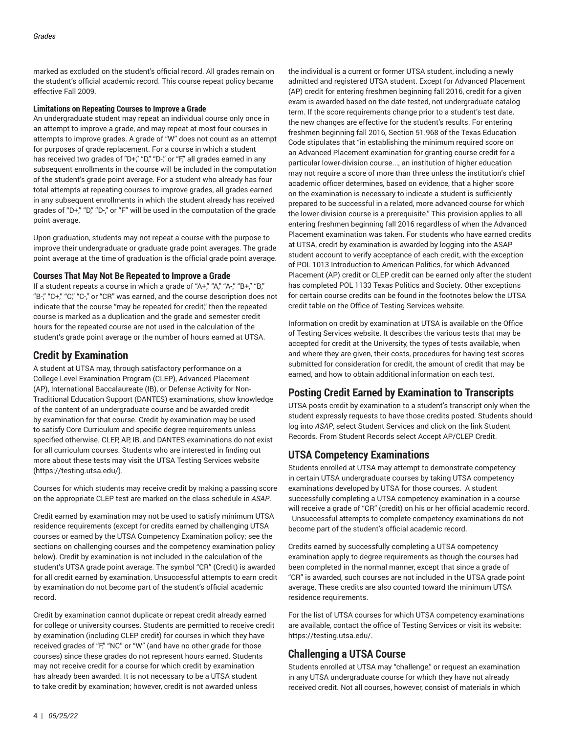marked as excluded on the student's official record. All grades remain on the student's official academic record. This course repeat policy became effective Fall 2009.

**Limitations on Repeating Courses to Improve a Grade**

An undergraduate student may repeat an individual course only once in an attempt to improve a grade, and may repeat at most four courses in attempts to improve grades. A grade of "W" does not count as an attempt for purposes of grade replacement. For a course in which a student has received two grades of "D+," "D," "D-," or "F," all grades earned in any subsequent enrollments in the course will be included in the computation of the student's grade point average. For a student who already has four total attempts at repeating courses to improve grades, all grades earned in any subsequent enrollments in which the student already has received grades of "D+," "D," "D-," or "F" will be used in the computation of the grade point average.

Upon graduation, students may not repeat a course with the purpose to improve their undergraduate or graduate grade point averages. The grade point average at the time of graduation is the official grade point average.

### Courses That May Not Be Repeated to Improve a Grade

If a student repeats a course in which a grade of "A+," "A," "A-," "B+," "B," "B-," "C+," "C," "C-," or "CR" was earned, and the course description does not indicate that the course "may be repeated for credit," then the repeated course is marked as a duplication and the grade and semester credit hours for the repeated course are not used in the calculation of the student's grade point average or the number of hours earned at UTSA.

## Credit by Examination

A student at UTSA may, through satisfactory performance on a College Level Examination Program (CLEP), Advanced Placement (AP), International Baccalaureate (IB), or Defense Activity for Non-Traditional Education Support (DANTES) examinations, show knowledge of the content of an undergraduate course and be awarded credit by examination for that course. Credit by examination may be used to satisfy Core Curriculum and specific degree requirements unless specified otherwise. CLEP, AP, IB, and DANTES examinations do not exist for all curriculum courses. Students who are interested in finding out more about these tests may visit the UTSA Testing Services website (https://testing.utsa.edu/).

Courses for which students may receive credit by making a passing score on the appropriate CLEP test are marked on the class schedule in *ASAP*.

Credit earned by examination may not be used to satisfy minimum UTSA residence requirements (except for credits earned by challenging UTSA courses or earned by the UTSA Competency Examination policy; see the sections on challenging courses and the competency examination policy below). Credit by examination is not included in the calculation of the student's UTSA grade point average. The symbol "CR" (Credit) is awarded for all credit earned by examination. Unsuccessful attempts to earn credit by examination do not become part of the student's official academic record.

Credit by examination cannot duplicate or repeat credit already earned for college or university courses. Students are permitted to receive credit by examination (including CLEP credit) for courses in which they have received grades of "F," "NC" or "W" (and have no other grade for those courses) since these grades do not represent hours earned. Students may not receive credit for a course for which credit by examination has already been awarded. It is not necessary to be a UTSA student to take credit by examination; however, credit is not awarded unless the individual is a current or former UTSA student, including a newly admitted and registered UTSA student. Except for Advanced Placement (AP) credit for entering freshmen beginning fall 2016, credit for a given exam is awarded based on the date tested, not undergraduate catalog term. If the score requirements change prior to a student's test date, the new changes are effective for the student's results. For entering freshmen beginning fall 2016, Section 51.968 of the Texas Education Code stipulates that "in establishing the minimum required score on an Advanced Placement examination for granting course credit for a particular lower-division course..., an institution of higher education may not require a score of more than three unless the institution's chief academic officer determines, based on evidence, that a higher score on the examination is necessary to indicate a student is sufficiently prepared to be successful in a related, more advanced course for which the lower-division course is a prerequisite." This provision applies to all entering freshmen beginning fall 2016 regardless of when the Advanced Placement examination was taken. For students who have earned credits at UTSA, credit by examination is awarded by logging into the ASAP student account to verify acceptance of each credit, with the exception of POL 1013 Introduction to American Politics, for which Advanced Placement (AP) credit or CLEP credit can be earned only after the student has completed POL 1133 Texas Politics and Society. Other exceptions for certain course credits can be found in the footnotes below the UTSA credit table on the Office of Testing Services website.

Information on credit by examination at UTSA is available on the Office of Testing Services website. It describes the various tests that may be accepted for credit at the University, the types of tests available, when and where they are given, their costs, procedures for having test scores submitted for consideration for credit, the amount of credit that may be earned, and how to obtain additional information on each test.

## Posting Credit Earned by Examination to Transcripts

UTSA posts credit by examination to a student's transcript only when the student expressly requests to have those credits posted. Students should log into *ASAP*, select Student Services and click on the link Student Records. From Student Records select Accept AP/CLEP Credit.

## UTSA Competency Examinations

Students enrolled at UTSA may attempt to demonstrate competency in certain UTSA undergraduate courses by taking UTSA competency examinations developed by UTSA for those courses. A student successfully completing a UTSA competency examination in a course will receive a grade of "CR" (credit) on his or her official academic record. Unsuccessful attempts to complete competency examinations do not become part of the student's official academic record.

Credits earned by successfully completing a UTSA competency examination apply to degree requirements as though the courses had been completed in the normal manner, except that since a grade of "CR" is awarded, such courses are not included in the UTSA grade point average. These credits are also counted toward the minimum UTSA residence requirements.

For the list of UTSA courses for which UTSA competency examinations are available, contact the office of Testing Services or visit its website: https://testing.utsa.edu/.

## Challenging a UTSA Course

Students enrolled at UTSA may "challenge," or request an examination in any UTSA undergraduate course for which they have not already received credit. Not all courses, however, consist of materials in which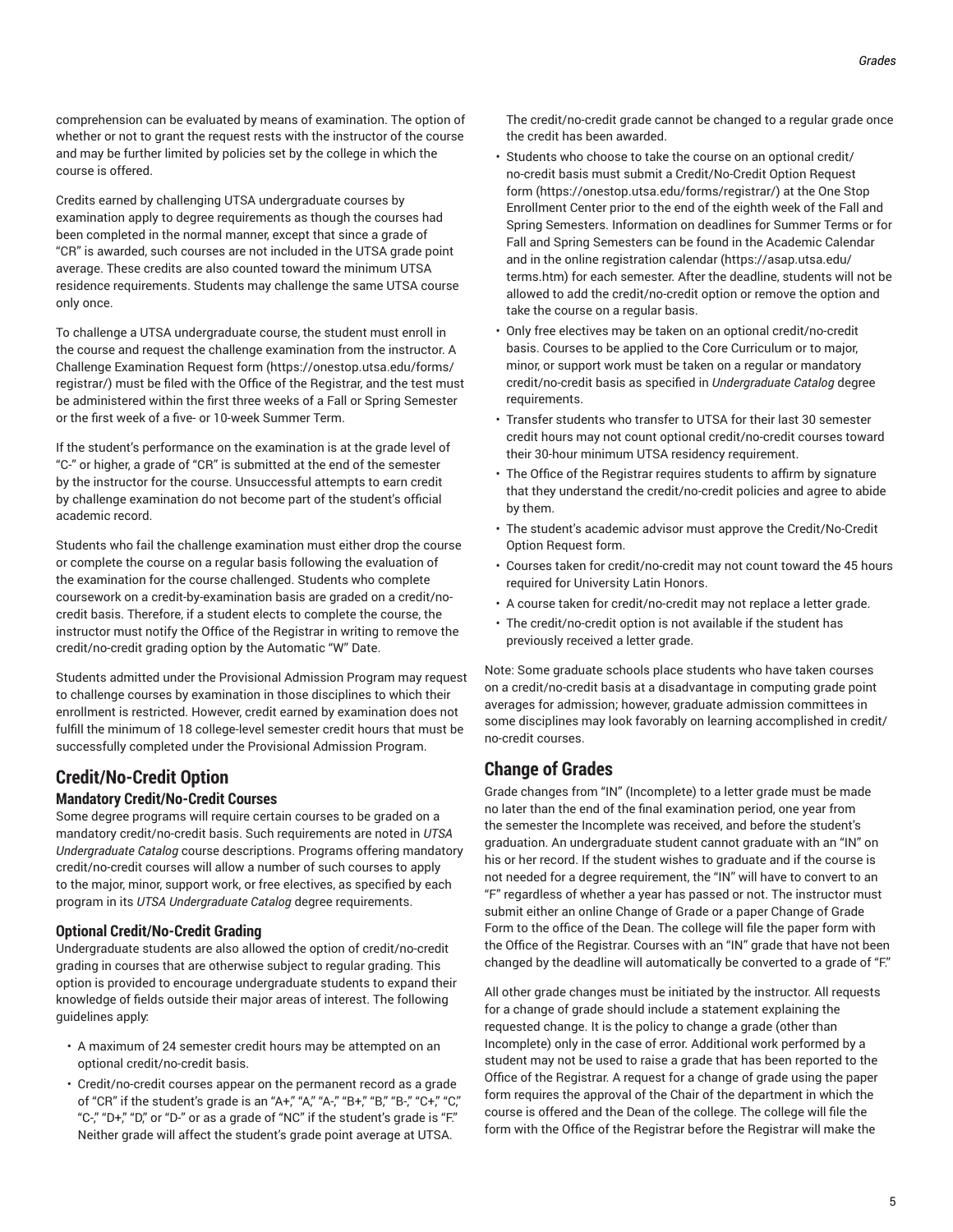comprehension can be evaluated by means of examination. The option of whether or not to grant the request rests with the instructor of the course and may be further limited by policies set by the college in which the course is offered.

Credits earned by challenging UTSA undergraduate courses by examination apply to degree requirements as though the courses had been completed in the normal manner, except that since a grade of "CR" is awarded, such courses are not included in the UTSA grade point average. These credits are also counted toward the minimum UTSA residence requirements. Students may challenge the same UTSA course only once.

To challenge a UTSA undergraduate course, the student must enroll in the course and request the challenge examination from the instructor. A Challenge Examination Request form (https://onestop.utsa.edu/forms/registrar/) must be filed with the Office of the Registrar, and the test must be administered within the first three weeks of a Fall or Spring Semester or the first week of a five- or 10-week Summer Term.

If the student's performance on the examination is at the grade level of "C-" or higher, a grade of "CR" is submitted at the end of the semester by the instructor for the course. Unsuccessful attempts to earn credit by challenge examination do not become part of the student's official academic record.

Students who fail the challenge examination must either drop the course or complete the course on a regular basis following the evaluation of the examination for the course challenged. Students who complete coursework on a credit-by-examination basis are graded on a credit/no-credit basis. Therefore, if a student elects to complete the course, the instructor must notify the Office of the Registrar in writing to remove the credit/no-credit grading option by the Automatic "W" Date.

Students admitted under the Provisional Admission Program may request to challenge courses by examination in those disciplines to which their enrollment is restricted. However, credit earned by examination does not fulfill the minimum of 18 college-level semester credit hours that must be successfully completed under the Provisional Admission Program.

## Credit/No-Credit Option

### Mandatory Credit/No-Credit Courses

Some degree programs will require certain courses to be graded on a mandatory credit/no-credit basis. Such requirements are noted in *UTSA Undergraduate Catalog* course descriptions. Programs offering mandatory credit/no-credit courses will allow a number of such courses to apply to the major, minor, support work, or free electives, as specified by each program in its *UTSA Undergraduate Catalog* degree requirements.

### Optional Credit/No-Credit Grading

Undergraduate students are also allowed the option of credit/no-credit grading in courses that are otherwise subject to regular grading. This option is provided to encourage undergraduate students to expand their knowledge of fields outside their major areas of interest. The following guidelines apply:

- A maximum of 24 semester credit hours may be attempted on an optional credit/no-credit basis.
- Credit/no-credit courses appear on the permanent record as a grade of "CR" if the student's grade is an "A+," "A," "A-," "B+," "B," "B-," "C+," "C," "C-," "D+," "D," or "D-" or as a grade of "NC" if the student's grade is "F." Neither grade will affect the student's grade point average at UTSA. The credit/no-credit grade cannot be changed to a regular grade once the credit has been awarded.
- Students who choose to take the course on an optional credit/no-credit basis must submit a Credit/No-Credit Option Request form (https://onestop.utsa.edu/forms/registrar/) at the One Stop Enrollment Center prior to the end of the eighth week of the Fall and Spring Semesters. Information on deadlines for Summer Terms or for Fall and Spring Semesters can be found in the Academic Calendar and in the online registration calendar (https://asap.utsa.edu/terms.htm) for each semester. After the deadline, students will not be allowed to add the credit/no-credit option or remove the option and take the course on a regular basis.
- Only free electives may be taken on an optional credit/no-credit basis. Courses to be applied to the Core Curriculum or to major, minor, or support work must be taken on a regular or mandatory credit/no-credit basis as specified in *Undergraduate Catalog* degree requirements.
- Transfer students who transfer to UTSA for their last 30 semester credit hours may not count optional credit/no-credit courses toward their 30-hour minimum UTSA residency requirement.
- The Office of the Registrar requires students to affirm by signature that they understand the credit/no-credit policies and agree to abide by them.
- The student's academic advisor must approve the Credit/No-Credit Option Request form.
- Courses taken for credit/no-credit may not count toward the 45 hours required for University Latin Honors.
- A course taken for credit/no-credit may not replace a letter grade.
- The credit/no-credit option is not available if the student has previously received a letter grade.

Note: Some graduate schools place students who have taken courses on a credit/no-credit basis at a disadvantage in computing grade point averages for admission; however, graduate admission committees in some disciplines may look favorably on learning accomplished in credit/no-credit courses.

## Change of Grades

Grade changes from "IN" (Incomplete) to a letter grade must be made no later than the end of the final examination period, one year from the semester the Incomplete was received, and before the student's graduation. An undergraduate student cannot graduate with an "IN" on his or her record. If the student wishes to graduate and if the course is not needed for a degree requirement, the "IN" will have to convert to an "F" regardless of whether a year has passed or not. The instructor must submit either an online Change of Grade or a paper Change of Grade Form to the office of the Dean. The college will file the paper form with the Office of the Registrar. Courses with an "IN" grade that have not been changed by the deadline will automatically be converted to a grade of "F."

All other grade changes must be initiated by the instructor. All requests for a change of grade should include a statement explaining the requested change. It is the policy to change a grade (other than Incomplete) only in the case of error. Additional work performed by a student may not be used to raise a grade that has been reported to the Office of the Registrar. A request for a change of grade using the paper form requires the approval of the Chair of the department in which the course is offered and the Dean of the college. The college will file the form with the Office of the Registrar before the Registrar will make the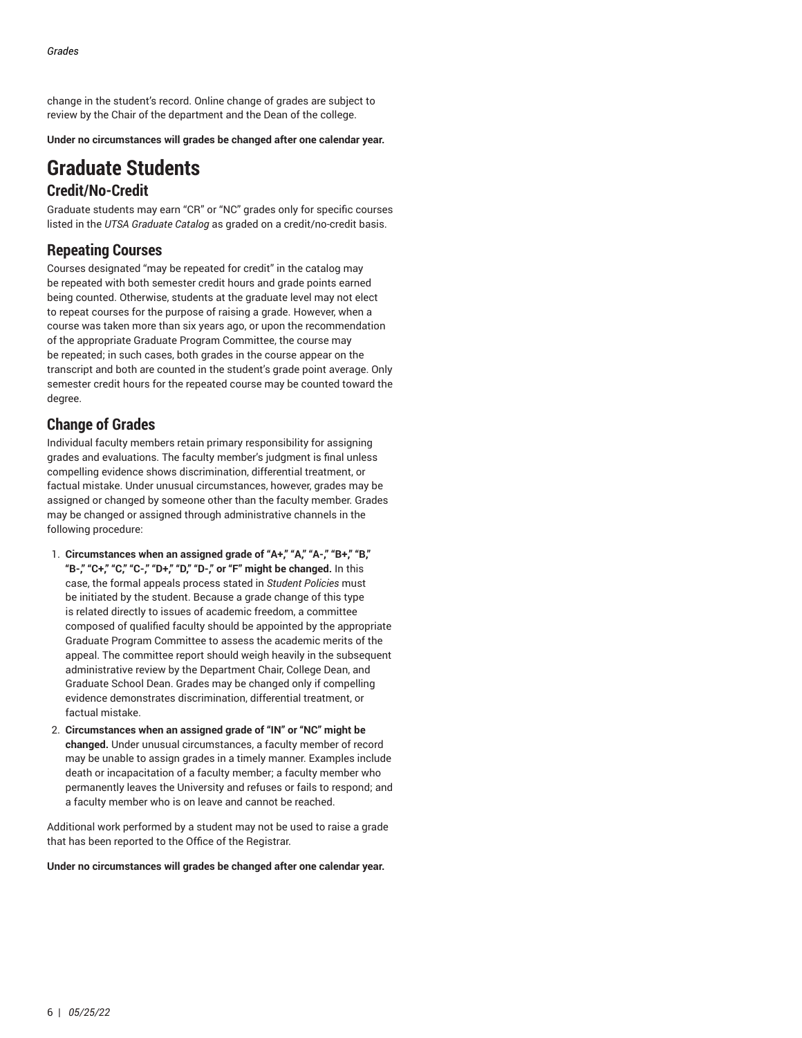change in the student's record. Online change of grades are subject to review by the Chair of the department and the Dean of the college.

**Under no circumstances will grades be changed after one calendar year.**

# Graduate Students

## Credit/No-Credit

Graduate students may earn "CR" or "NC" grades only for specific courses listed in the *UTSA Graduate Catalog* as graded on a credit/no-credit basis.

## Repeating Courses

Courses designated "may be repeated for credit" in the catalog may be repeated with both semester credit hours and grade points earned being counted. Otherwise, students at the graduate level may not elect to repeat courses for the purpose of raising a grade. However, when a course was taken more than six years ago, or upon the recommendation of the appropriate Graduate Program Committee, the course may be repeated; in such cases, both grades in the course appear on the transcript and both are counted in the student's grade point average. Only semester credit hours for the repeated course may be counted toward the degree.

## Change of Grades

Individual faculty members retain primary responsibility for assigning grades and evaluations. The faculty member's judgment is final unless compelling evidence shows discrimination, differential treatment, or factual mistake. Under unusual circumstances, however, grades may be assigned or changed by someone other than the faculty member. Grades may be changed or assigned through administrative channels in the following procedure:

1. **Circumstances when an assigned grade of "A+," "A," "A-," "B+," "B," "B-," "C+," "C," "C-," "D+," "D," "D-," or "F" might be changed.** In this case, the formal appeals process stated in *Student Policies* must be initiated by the student. Because a grade change of this type is related directly to issues of academic freedom, a committee composed of qualified faculty should be appointed by the appropriate Graduate Program Committee to assess the academic merits of the appeal. The committee report should weigh heavily in the subsequent administrative review by the Department Chair, College Dean, and Graduate School Dean. Grades may be changed only if compelling evidence demonstrates discrimination, differential treatment, or factual mistake.
2. **Circumstances when an assigned grade of "IN" or "NC" might be changed.** Under unusual circumstances, a faculty member of record may be unable to assign grades in a timely manner. Examples include death or incapacitation of a faculty member; a faculty member who permanently leaves the University and refuses or fails to respond; and a faculty member who is on leave and cannot be reached.

Additional work performed by a student may not be used to raise a grade that has been reported to the Office of the Registrar.

**Under no circumstances will grades be changed after one calendar year.**